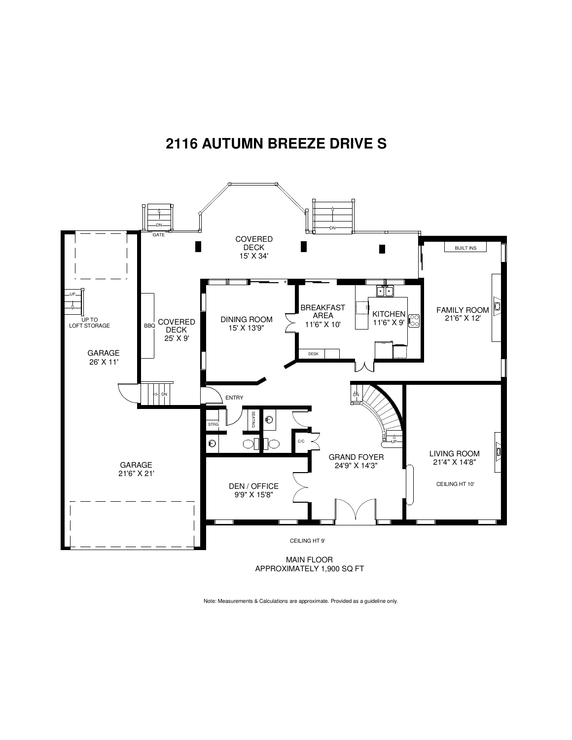# 2116 AUTUMN BREEZE DRIVE S

GATE

DN

DN

COVERED DECK
15' X 34'

BUILT INS

UP

UP TO LOFT STORAGE

BBQ

COVERED DECK
25' X 9'

DINING ROOM
15' X 13'9"

BREAKFAST AREA
11'6" X 10'

KITCHEN
11'6" X 9'

FAMILY ROOM
21'6" X 12'

DESK

GARAGE
26' X 11'

DN

ENTRY

DN

STRG

SEATING

C/C

UP

GRAND FOYER
24'9" X 14'3"

LIVING ROOM
21'4" X 14'8"

CEILING HT 10'

GARAGE
21'6" X 21'

DEN / OFFICE
9'9" X 15'8"

CEILING HT 9'

MAIN FLOOR
APPROXIMATELY 1,900 SQ FT

Note: Measurements & Calculations are approximate. Provided as a guideline only.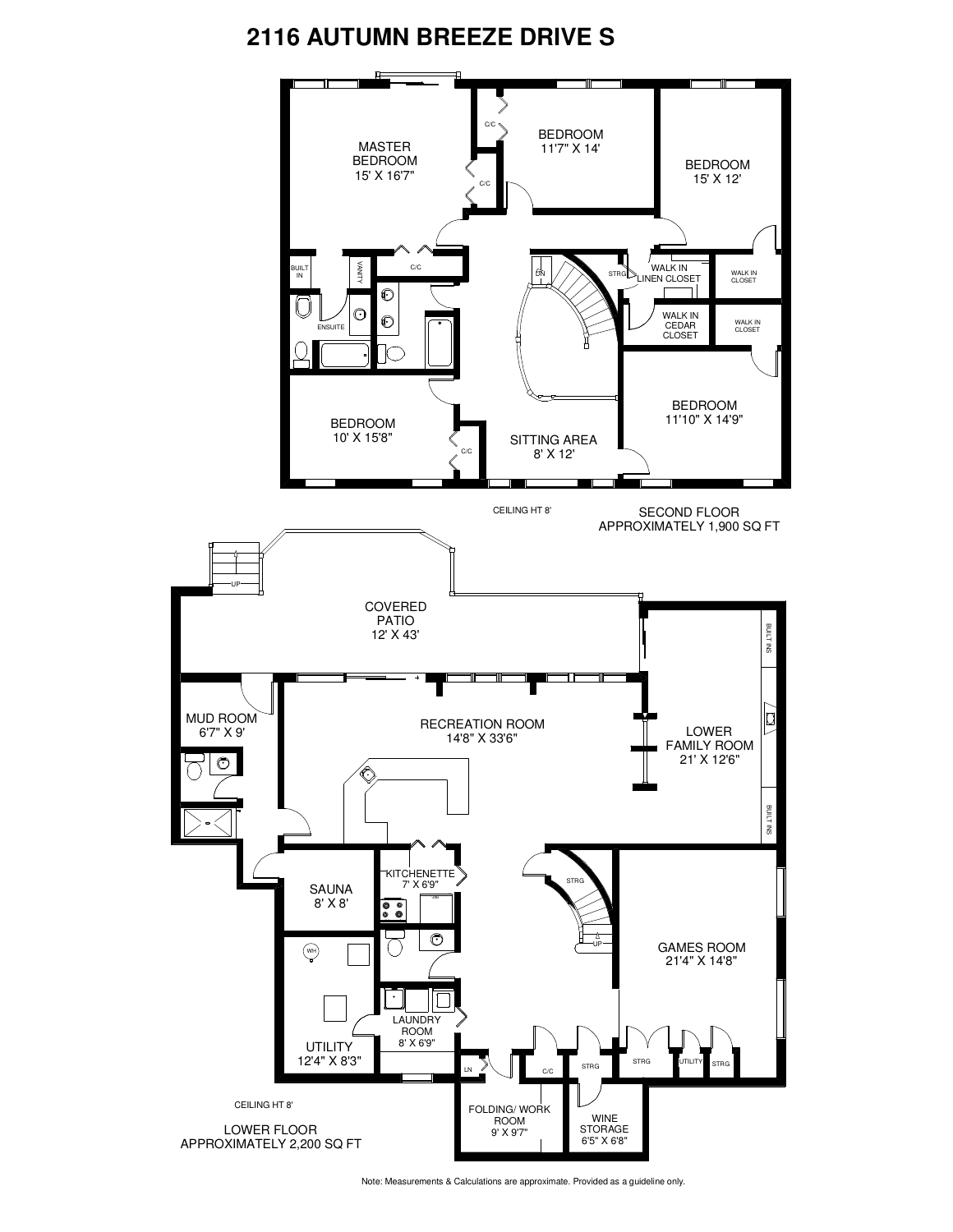# 2116 AUTUMN BREEZE DRIVE S

MASTER BEDROOM
15' X 16'7"

BEDROOM
11'7" X 14'

BEDROOM
15' X 12'

C/C

C/C

C/C

BUILT IN

VANITY

ENSUITE

DN

STRG

WALK IN LINEN CLOSET

WALK IN CLOSET

WALK IN CEDAR CLOSET

WALK IN CLOSET

BEDROOM
10' X 15'8"

C/C

SITTING AREA
8' X 12'

BEDROOM
11'10" X 14'9"

CEILING HT 8'

SECOND FLOOR
APPROXIMATELY 1,900 SQ FT

UP

COVERED PATIO
12' X 43'

MUD ROOM
6'7" X 9'

RECREATION ROOM
14'8" X 33'6"

BUILT INS

LOWER FAMILY ROOM
21' X 12'6"

BUILT INS

SAUNA
8' X 8'

KITCHENETTE
7' X 6'9"

STRG

UP

GAMES ROOM
21'4" X 14'8"

WH

LAUNDRY ROOM
8' X 6'9"

UTILITY
12'4" X 8'3"

LN

C/C

STRG

STRG

UTILITY

STRG

FOLDING/ WORK ROOM
9' X 9'7"

WINE STORAGE
6'5" X 6'8"

CEILING HT 8'

LOWER FLOOR
APPROXIMATELY 2,200 SQ FT

Note: Measurements & Calculations are approximate. Provided as a guideline only.